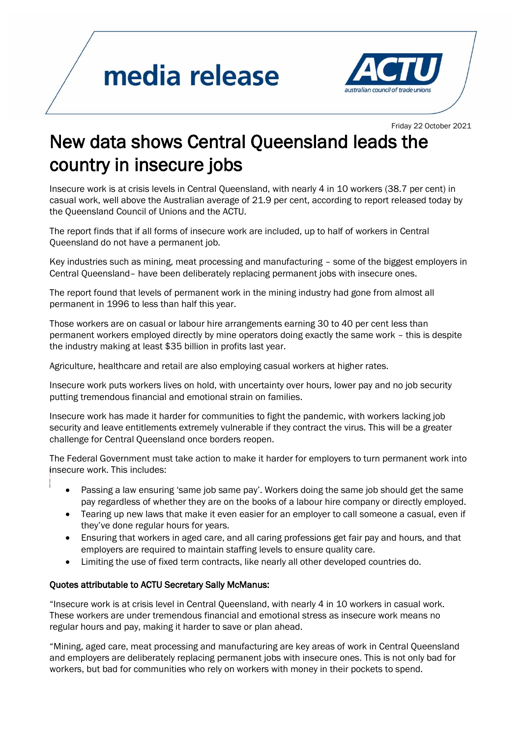media release

ACTU
australian council of trade unions

Friday 22 October 2021

# New data shows Central Queensland leads the country in insecure jobs

Insecure work is at crisis levels in Central Queensland, with nearly 4 in 10 workers (38.7 per cent) in casual work, well above the Australian average of 21.9 per cent, according to report released today by the Queensland Council of Unions and the ACTU.

The report finds that if all forms of insecure work are included, up to half of workers in Central Queensland do not have a permanent job.

Key industries such as mining, meat processing and manufacturing – some of the biggest employers in Central Queensland– have been deliberately replacing permanent jobs with insecure ones.

The report found that levels of permanent work in the mining industry had gone from almost all permanent in 1996 to less than half this year.

Those workers are on casual or labour hire arrangements earning 30 to 40 per cent less than permanent workers employed directly by mine operators doing exactly the same work – this is despite the industry making at least $35 billion in profits last year.

Agriculture, healthcare and retail are also employing casual workers at higher rates.

Insecure work puts workers lives on hold, with uncertainty over hours, lower pay and no job security putting tremendous financial and emotional strain on families.

Insecure work has made it harder for communities to fight the pandemic, with workers lacking job security and leave entitlements extremely vulnerable if they contract the virus. This will be a greater challenge for Central Queensland once borders reopen.

The Federal Government must take action to make it harder for employers to turn permanent work into insecure work. This includes:

- Passing a law ensuring 'same job same pay'. Workers doing the same job should get the same pay regardless of whether they are on the books of a labour hire company or directly employed.
- Tearing up new laws that make it even easier for an employer to call someone a casual, even if they've done regular hours for years.
- Ensuring that workers in aged care, and all caring professions get fair pay and hours, and that employers are required to maintain staffing levels to ensure quality care.
- Limiting the use of fixed term contracts, like nearly all other developed countries do.

**Quotes attributable to ACTU Secretary Sally McManus:**

"Insecure work is at crisis level in Central Queensland, with nearly 4 in 10 workers in casual work. These workers are under tremendous financial and emotional stress as insecure work means no regular hours and pay, making it harder to save or plan ahead.

"Mining, aged care, meat processing and manufacturing are key areas of work in Central Queensland and employers are deliberately replacing permanent jobs with insecure ones. This is not only bad for workers, but bad for communities who rely on workers with money in their pockets to spend.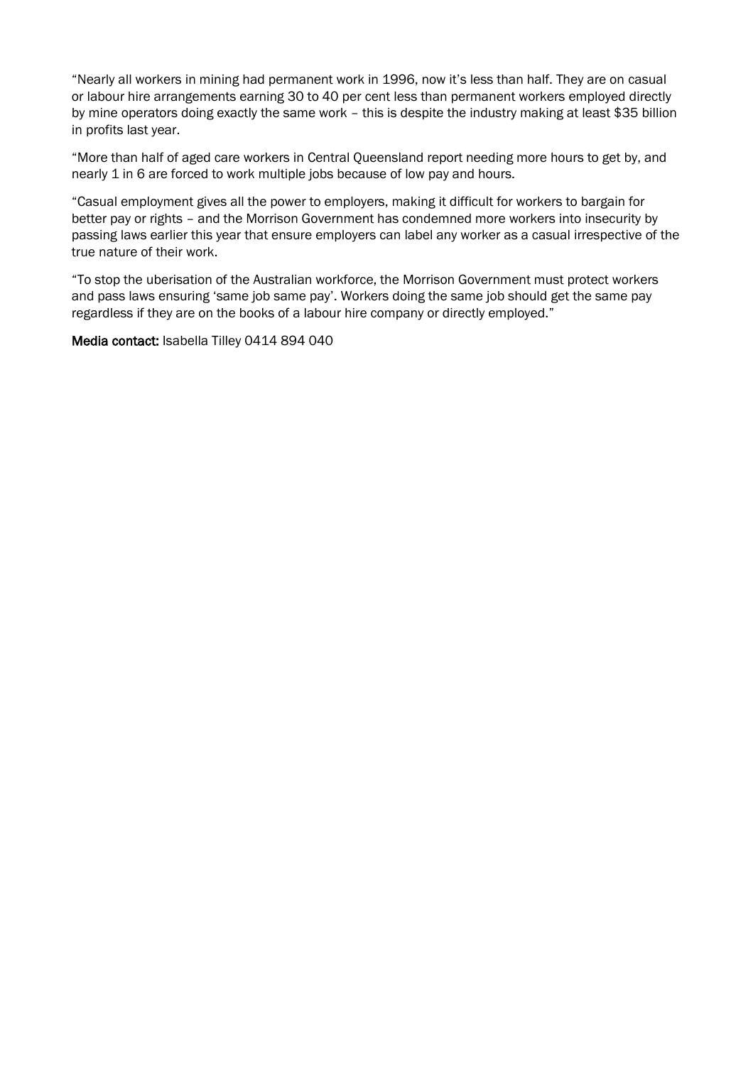"Nearly all workers in mining had permanent work in 1996, now it's less than half. They are on casual or labour hire arrangements earning 30 to 40 per cent less than permanent workers employed directly by mine operators doing exactly the same work – this is despite the industry making at least $35 billion in profits last year.

"More than half of aged care workers in Central Queensland report needing more hours to get by, and nearly 1 in 6 are forced to work multiple jobs because of low pay and hours.

"Casual employment gives all the power to employers, making it difficult for workers to bargain for better pay or rights – and the Morrison Government has condemned more workers into insecurity by passing laws earlier this year that ensure employers can label any worker as a casual irrespective of the true nature of their work.

"To stop the uberisation of the Australian workforce, the Morrison Government must protect workers and pass laws ensuring 'same job same pay'. Workers doing the same job should get the same pay regardless if they are on the books of a labour hire company or directly employed."

**Media contact:** Isabella Tilley 0414 894 040